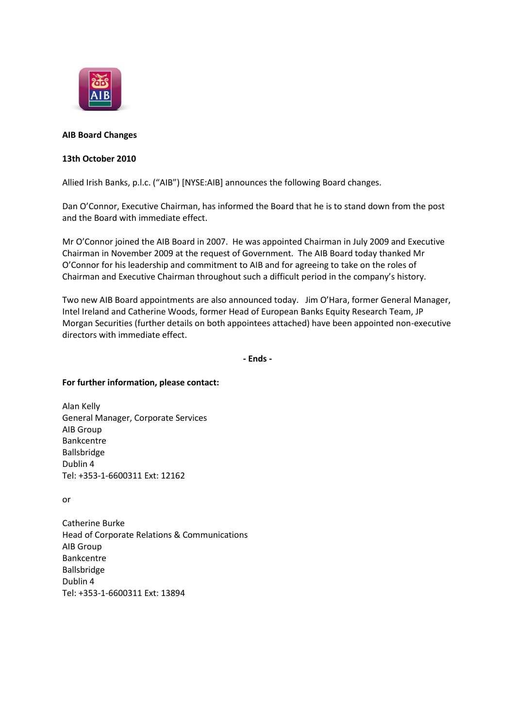**AIB Board Changes**

**13th October 2010**

Allied Irish Banks, p.l.c. ("AIB") [NYSE:AIB] announces the following Board changes.

Dan O'Connor, Executive Chairman, has informed the Board that he is to stand down from the post and the Board with immediate effect.

Mr O'Connor joined the AIB Board in 2007. He was appointed Chairman in July 2009 and Executive Chairman in November 2009 at the request of Government. The AIB Board today thanked Mr O'Connor for his leadership and commitment to AIB and for agreeing to take on the roles of Chairman and Executive Chairman throughout such a difficult period in the company's history.

Two new AIB Board appointments are also announced today. Jim O'Hara, former General Manager, Intel Ireland and Catherine Woods, former Head of European Banks Equity Research Team, JP Morgan Securities (further details on both appointees attached) have been appointed non-executive directors with immediate effect.

**- Ends -**

**For further information, please contact:**

Alan Kelly
General Manager, Corporate Services
AIB Group
Bankcentre
Ballsbridge
Dublin 4
Tel: +353-1-6600311 Ext: 12162

or

Catherine Burke
Head of Corporate Relations & Communications
AIB Group
Bankcentre
Ballsbridge
Dublin 4
Tel: +353-1-6600311 Ext: 13894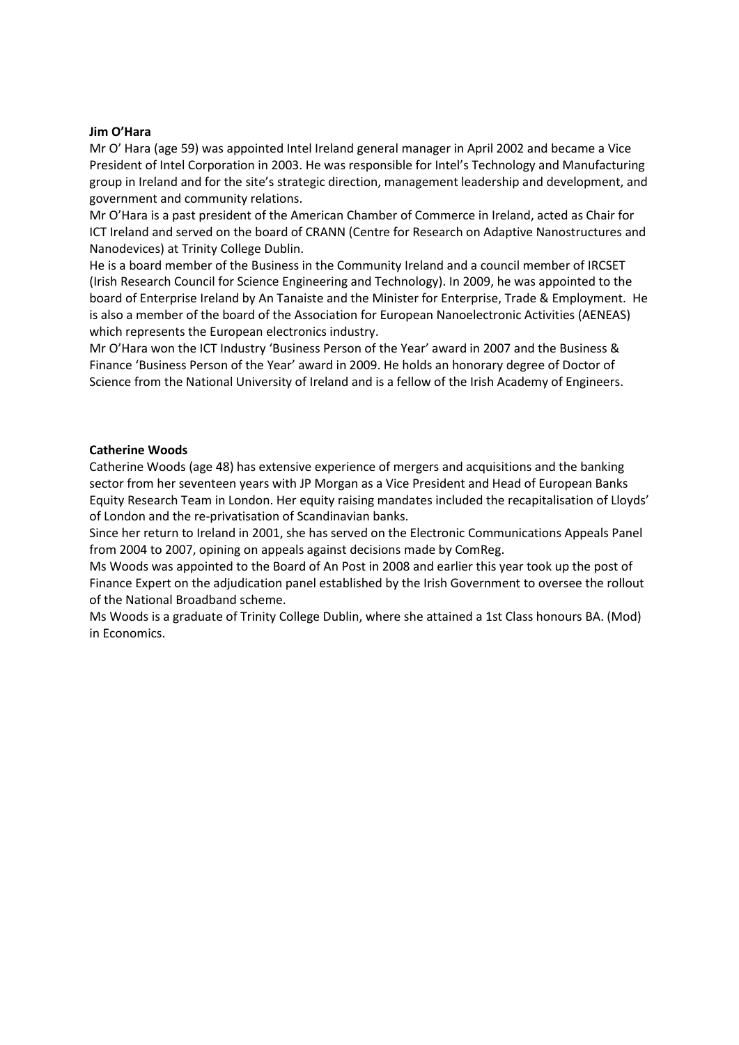**Jim O'Hara**

Mr O' Hara (age 59) was appointed Intel Ireland general manager in April 2002 and became a Vice President of Intel Corporation in 2003. He was responsible for Intel's Technology and Manufacturing group in Ireland and for the site's strategic direction, management leadership and development, and government and community relations.

Mr O'Hara is a past president of the American Chamber of Commerce in Ireland, acted as Chair for ICT Ireland and served on the board of CRANN (Centre for Research on Adaptive Nanostructures and Nanodevices) at Trinity College Dublin.

He is a board member of the Business in the Community Ireland and a council member of IRCSET (Irish Research Council for Science Engineering and Technology). In 2009, he was appointed to the board of Enterprise Ireland by An Tanaiste and the Minister for Enterprise, Trade & Employment. He is also a member of the board of the Association for European Nanoelectronic Activities (AENEAS) which represents the European electronics industry.

Mr O'Hara won the ICT Industry 'Business Person of the Year' award in 2007 and the Business & Finance 'Business Person of the Year' award in 2009. He holds an honorary degree of Doctor of Science from the National University of Ireland and is a fellow of the Irish Academy of Engineers.

**Catherine Woods**

Catherine Woods (age 48) has extensive experience of mergers and acquisitions and the banking sector from her seventeen years with JP Morgan as a Vice President and Head of European Banks Equity Research Team in London. Her equity raising mandates included the recapitalisation of Lloyds' of London and the re-privatisation of Scandinavian banks.

Since her return to Ireland in 2001, she has served on the Electronic Communications Appeals Panel from 2004 to 2007, opining on appeals against decisions made by ComReg.

Ms Woods was appointed to the Board of An Post in 2008 and earlier this year took up the post of Finance Expert on the adjudication panel established by the Irish Government to oversee the rollout of the National Broadband scheme.

Ms Woods is a graduate of Trinity College Dublin, where she attained a 1st Class honours BA. (Mod) in Economics.